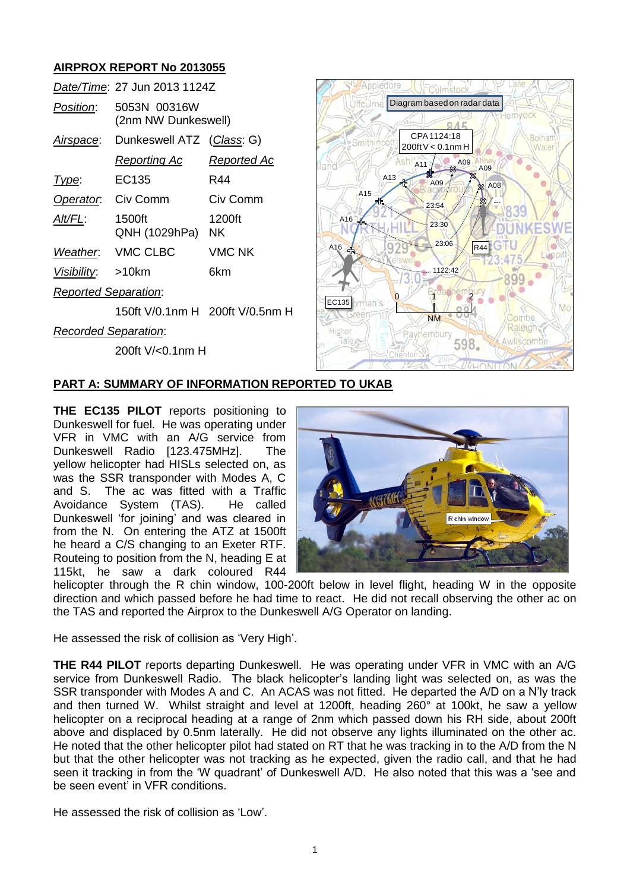## AIRPROX REPORT No 2013055

| | | |
|---|---|---|
| *Date/Time*: | 27 Jun 2013 1124Z | |
| *Position*: | 5053N 00316W (2nm NW Dunkeswell) | |
| *Airspace*: | Dunkeswell ATZ | (*Class*: G) |
| | *Reporting Ac* | *Reported Ac* |
| *Type*: | EC135 | R44 |
| *Operator*: | Civ Comm | Civ Comm |
| *Alt/FL*: | 1500ft QNH (1029hPa) | 1200ft NK |
| *Weather*: | VMC CLBC | VMC NK |
| *Visibility*: | >10km | 6km |
| *Reported Separation*: | | |
| | 150ft V/0.1nm H | 200ft V/0.5nm H |
| *Recorded Separation*: | | |
| | 200ft V/<0.1nm H | |

## PART A: SUMMARY OF INFORMATION REPORTED TO UKAB

**THE EC135 PILOT** reports positioning to Dunkeswell for fuel. He was operating under VFR in VMC with an A/G service from Dunkeswell Radio [123.475MHz]. The yellow helicopter had HISLs selected on, as was the SSR transponder with Modes A, C and S. The ac was fitted with a Traffic Avoidance System (TAS). He called Dunkeswell 'for joining' and was cleared in from the N. On entering the ATZ at 1500ft he heard a C/S changing to an Exeter RTF. Routeing to position from the N, heading E at 115kt, he saw a dark coloured R44 helicopter through the R chin window, 100-200ft below in level flight, heading W in the opposite direction and which passed before he had time to react. He did not recall observing the other ac on the TAS and reported the Airprox to the Dunkeswell A/G Operator on landing.

He assessed the risk of collision as 'Very High'.

**THE R44 PILOT** reports departing Dunkeswell. He was operating under VFR in VMC with an A/G service from Dunkeswell Radio. The black helicopter's landing light was selected on, as was the SSR transponder with Modes A and C. An ACAS was not fitted. He departed the A/D on a N'ly track and then turned W. Whilst straight and level at 1200ft, heading 260° at 100kt, he saw a yellow helicopter on a reciprocal heading at a range of 2nm which passed down his RH side, about 200ft above and displaced by 0.5nm laterally. He did not observe any lights illuminated on the other ac. He noted that the other helicopter pilot had stated on RT that he was tracking in to the A/D from the N but that the other helicopter was not tracking as he expected, given the radio call, and that he had seen it tracking in from the 'W quadrant' of Dunkeswell A/D. He also noted that this was a 'see and be seen event' in VFR conditions.

He assessed the risk of collision as 'Low'.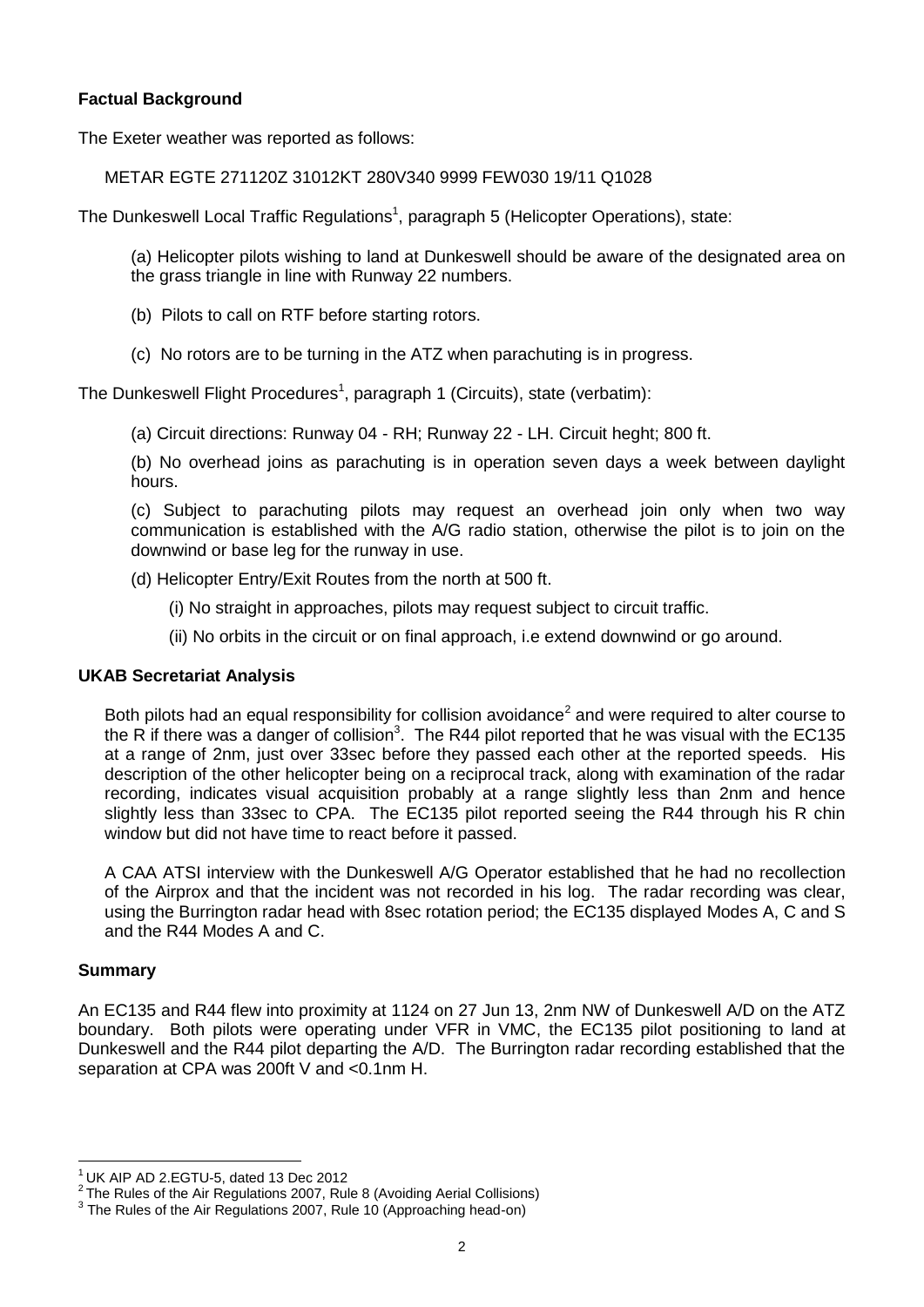### Factual Background

The Exeter weather was reported as follows:

METAR EGTE 271120Z 31012KT 280V340 9999 FEW030 19/11 Q1028

The Dunkeswell Local Traffic Regulations[1], paragraph 5 (Helicopter Operations), state:

(a) Helicopter pilots wishing to land at Dunkeswell should be aware of the designated area on the grass triangle in line with Runway 22 numbers.

(b) Pilots to call on RTF before starting rotors.

(c) No rotors are to be turning in the ATZ when parachuting is in progress.

The Dunkeswell Flight Procedures[1], paragraph 1 (Circuits), state (verbatim):

(a) Circuit directions: Runway 04 - RH; Runway 22 - LH. Circuit heght; 800 ft.

(b) No overhead joins as parachuting is in operation seven days a week between daylight hours.

(c) Subject to parachuting pilots may request an overhead join only when two way communication is established with the A/G radio station, otherwise the pilot is to join on the downwind or base leg for the runway in use.

(d) Helicopter Entry/Exit Routes from the north at 500 ft.

(i) No straight in approaches, pilots may request subject to circuit traffic.

(ii) No orbits in the circuit or on final approach, i.e extend downwind or go around.

### UKAB Secretariat Analysis

Both pilots had an equal responsibility for collision avoidance[2] and were required to alter course to the R if there was a danger of collision[3]. The R44 pilot reported that he was visual with the EC135 at a range of 2nm, just over 33sec before they passed each other at the reported speeds. His description of the other helicopter being on a reciprocal track, along with examination of the radar recording, indicates visual acquisition probably at a range slightly less than 2nm and hence slightly less than 33sec to CPA. The EC135 pilot reported seeing the R44 through his R chin window but did not have time to react before it passed.

A CAA ATSI interview with the Dunkeswell A/G Operator established that he had no recollection of the Airprox and that the incident was not recorded in his log. The radar recording was clear, using the Burrington radar head with 8sec rotation period; the EC135 displayed Modes A, C and S and the R44 Modes A and C.

### Summary

An EC135 and R44 flew into proximity at 1124 on 27 Jun 13, 2nm NW of Dunkeswell A/D on the ATZ boundary. Both pilots were operating under VFR in VMC, the EC135 pilot positioning to land at Dunkeswell and the R44 pilot departing the A/D. The Burrington radar recording established that the separation at CPA was 200ft V and <0.1nm H.

---

[1] UK AIP AD 2.EGTU-5, dated 13 Dec 2012

[2] The Rules of the Air Regulations 2007, Rule 8 (Avoiding Aerial Collisions)

[3] The Rules of the Air Regulations 2007, Rule 10 (Approaching head-on)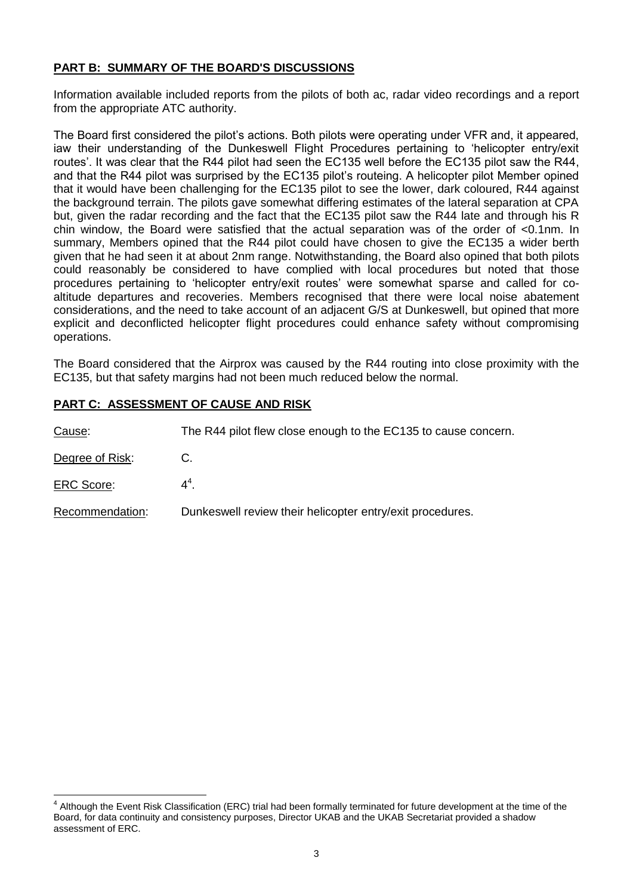## PART B: SUMMARY OF THE BOARD'S DISCUSSIONS

Information available included reports from the pilots of both ac, radar video recordings and a report from the appropriate ATC authority.

The Board first considered the pilot's actions. Both pilots were operating under VFR and, it appeared, iaw their understanding of the Dunkeswell Flight Procedures pertaining to 'helicopter entry/exit routes'. It was clear that the R44 pilot had seen the EC135 well before the EC135 pilot saw the R44, and that the R44 pilot was surprised by the EC135 pilot's routeing. A helicopter pilot Member opined that it would have been challenging for the EC135 pilot to see the lower, dark coloured, R44 against the background terrain. The pilots gave somewhat differing estimates of the lateral separation at CPA but, given the radar recording and the fact that the EC135 pilot saw the R44 late and through his R chin window, the Board were satisfied that the actual separation was of the order of <0.1nm. In summary, Members opined that the R44 pilot could have chosen to give the EC135 a wider berth given that he had seen it at about 2nm range. Notwithstanding, the Board also opined that both pilots could reasonably be considered to have complied with local procedures but noted that those procedures pertaining to 'helicopter entry/exit routes' were somewhat sparse and called for co-altitude departures and recoveries. Members recognised that there were local noise abatement considerations, and the need to take account of an adjacent G/S at Dunkeswell, but opined that more explicit and deconflicted helicopter flight procedures could enhance safety without compromising operations.

The Board considered that the Airprox was caused by the R44 routing into close proximity with the EC135, but that safety margins had not been much reduced below the normal.

## PART C: ASSESSMENT OF CAUSE AND RISK

| | |
|---|---|
| Cause: | The R44 pilot flew close enough to the EC135 to cause concern. |
| Degree of Risk: | C. |
| ERC Score: | 4[4]. |
| Recommendation: | Dunkeswell review their helicopter entry/exit procedures. |

[4] Although the Event Risk Classification (ERC) trial had been formally terminated for future development at the time of the Board, for data continuity and consistency purposes, Director UKAB and the UKAB Secretariat provided a shadow assessment of ERC.